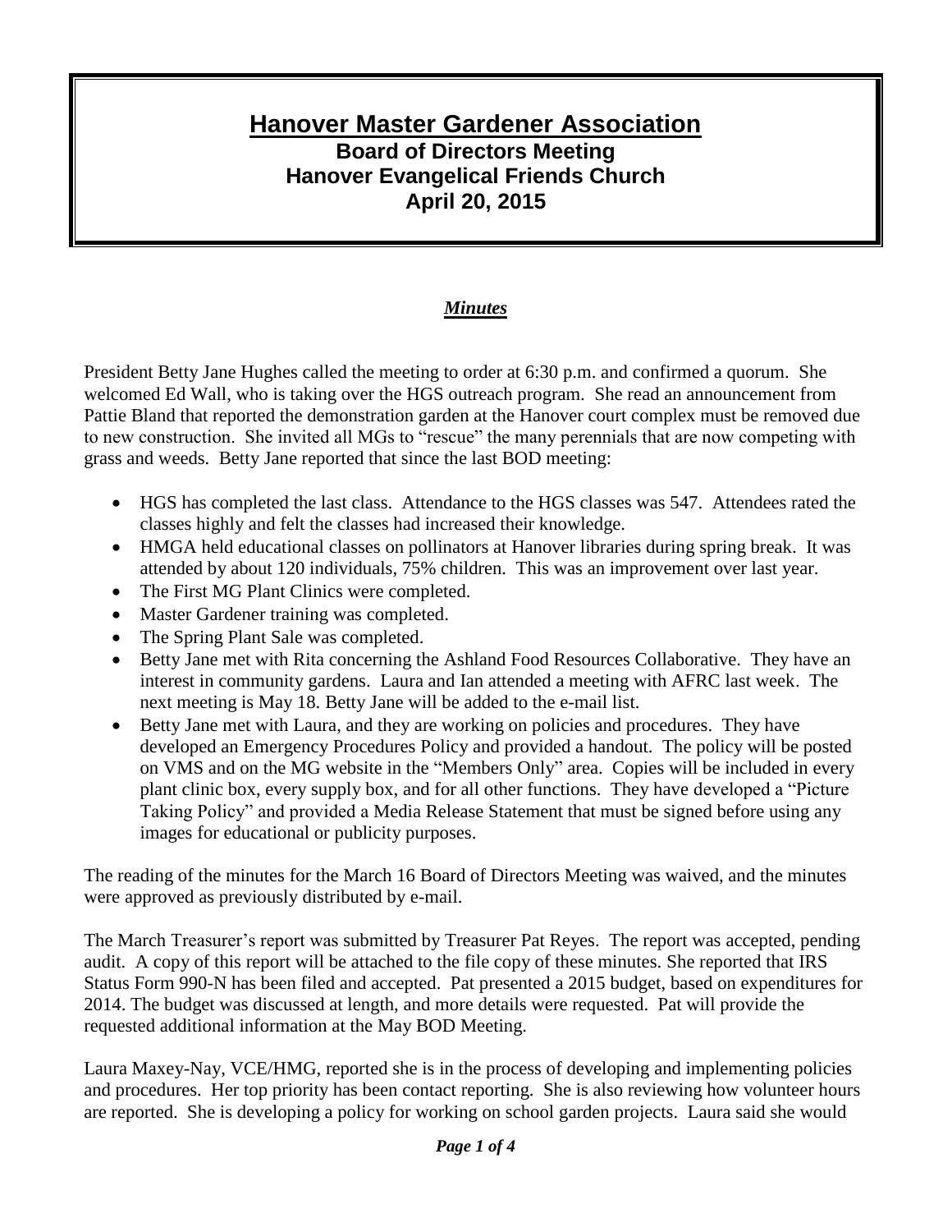# Hanover Master Gardener Association

## Board of Directors Meeting
## Hanover Evangelical Friends Church
## April 20, 2015

***Minutes***

President Betty Jane Hughes called the meeting to order at 6:30 p.m. and confirmed a quorum. She welcomed Ed Wall, who is taking over the HGS outreach program. She read an announcement from Pattie Bland that reported the demonstration garden at the Hanover court complex must be removed due to new construction. She invited all MGs to "rescue" the many perennials that are now competing with grass and weeds. Betty Jane reported that since the last BOD meeting:

- HGS has completed the last class. Attendance to the HGS classes was 547. Attendees rated the classes highly and felt the classes had increased their knowledge.
- HMGA held educational classes on pollinators at Hanover libraries during spring break. It was attended by about 120 individuals, 75% children. This was an improvement over last year.
- The First MG Plant Clinics were completed.
- Master Gardener training was completed.
- The Spring Plant Sale was completed.
- Betty Jane met with Rita concerning the Ashland Food Resources Collaborative. They have an interest in community gardens. Laura and Ian attended a meeting with AFRC last week. The next meeting is May 18. Betty Jane will be added to the e-mail list.
- Betty Jane met with Laura, and they are working on policies and procedures. They have developed an Emergency Procedures Policy and provided a handout. The policy will be posted on VMS and on the MG website in the "Members Only" area. Copies will be included in every plant clinic box, every supply box, and for all other functions. They have developed a "Picture Taking Policy" and provided a Media Release Statement that must be signed before using any images for educational or publicity purposes.

The reading of the minutes for the March 16 Board of Directors Meeting was waived, and the minutes were approved as previously distributed by e-mail.

The March Treasurer's report was submitted by Treasurer Pat Reyes. The report was accepted, pending audit. A copy of this report will be attached to the file copy of these minutes. She reported that IRS Status Form 990-N has been filed and accepted. Pat presented a 2015 budget, based on expenditures for 2014. The budget was discussed at length, and more details were requested. Pat will provide the requested additional information at the May BOD Meeting.

Laura Maxey-Nay, VCE/HMG, reported she is in the process of developing and implementing policies and procedures. Her top priority has been contact reporting. She is also reviewing how volunteer hours are reported. She is developing a policy for working on school garden projects. Laura said she would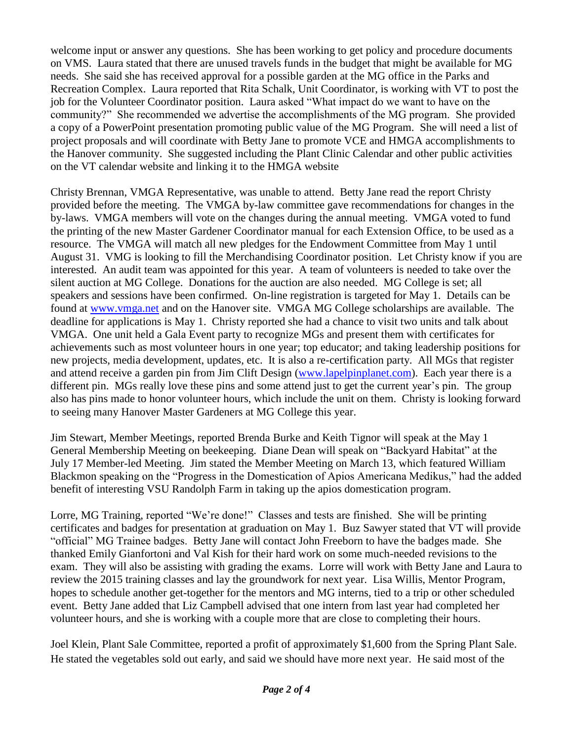welcome input or answer any questions. She has been working to get policy and procedure documents on VMS. Laura stated that there are unused travels funds in the budget that might be available for MG needs. She said she has received approval for a possible garden at the MG office in the Parks and Recreation Complex. Laura reported that Rita Schalk, Unit Coordinator, is working with VT to post the job for the Volunteer Coordinator position. Laura asked "What impact do we want to have on the community?" She recommended we advertise the accomplishments of the MG program. She provided a copy of a PowerPoint presentation promoting public value of the MG Program. She will need a list of project proposals and will coordinate with Betty Jane to promote VCE and HMGA accomplishments to the Hanover community. She suggested including the Plant Clinic Calendar and other public activities on the VT calendar website and linking it to the HMGA website

Christy Brennan, VMGA Representative, was unable to attend. Betty Jane read the report Christy provided before the meeting. The VMGA by-law committee gave recommendations for changes in the by-laws. VMGA members will vote on the changes during the annual meeting. VMGA voted to fund the printing of the new Master Gardener Coordinator manual for each Extension Office, to be used as a resource. The VMGA will match all new pledges for the Endowment Committee from May 1 until August 31. VMG is looking to fill the Merchandising Coordinator position. Let Christy know if you are interested. An audit team was appointed for this year. A team of volunteers is needed to take over the silent auction at MG College. Donations for the auction are also needed. MG College is set; all speakers and sessions have been confirmed. On-line registration is targeted for May 1. Details can be found at www.vmga.net and on the Hanover site. VMGA MG College scholarships are available. The deadline for applications is May 1. Christy reported she had a chance to visit two units and talk about VMGA. One unit held a Gala Event party to recognize MGs and present them with certificates for achievements such as most volunteer hours in one year; top educator; and taking leadership positions for new projects, media development, updates, etc. It is also a re-certification party. All MGs that register and attend receive a garden pin from Jim Clift Design (www.lapelpinplanet.com). Each year there is a different pin. MGs really love these pins and some attend just to get the current year's pin. The group also has pins made to honor volunteer hours, which include the unit on them. Christy is looking forward to seeing many Hanover Master Gardeners at MG College this year.

Jim Stewart, Member Meetings, reported Brenda Burke and Keith Tignor will speak at the May 1 General Membership Meeting on beekeeping. Diane Dean will speak on "Backyard Habitat" at the July 17 Member-led Meeting. Jim stated the Member Meeting on March 13, which featured William Blackmon speaking on the "Progress in the Domestication of Apios Americana Medikus," had the added benefit of interesting VSU Randolph Farm in taking up the apios domestication program.

Lorre, MG Training, reported "We're done!" Classes and tests are finished. She will be printing certificates and badges for presentation at graduation on May 1. Buz Sawyer stated that VT will provide "official" MG Trainee badges. Betty Jane will contact John Freeborn to have the badges made. She thanked Emily Gianfortoni and Val Kish for their hard work on some much-needed revisions to the exam. They will also be assisting with grading the exams. Lorre will work with Betty Jane and Laura to review the 2015 training classes and lay the groundwork for next year. Lisa Willis, Mentor Program, hopes to schedule another get-together for the mentors and MG interns, tied to a trip or other scheduled event. Betty Jane added that Liz Campbell advised that one intern from last year had completed her volunteer hours, and she is working with a couple more that are close to completing their hours.

Joel Klein, Plant Sale Committee, reported a profit of approximately $1,600 from the Spring Plant Sale. He stated the vegetables sold out early, and said we should have more next year. He said most of the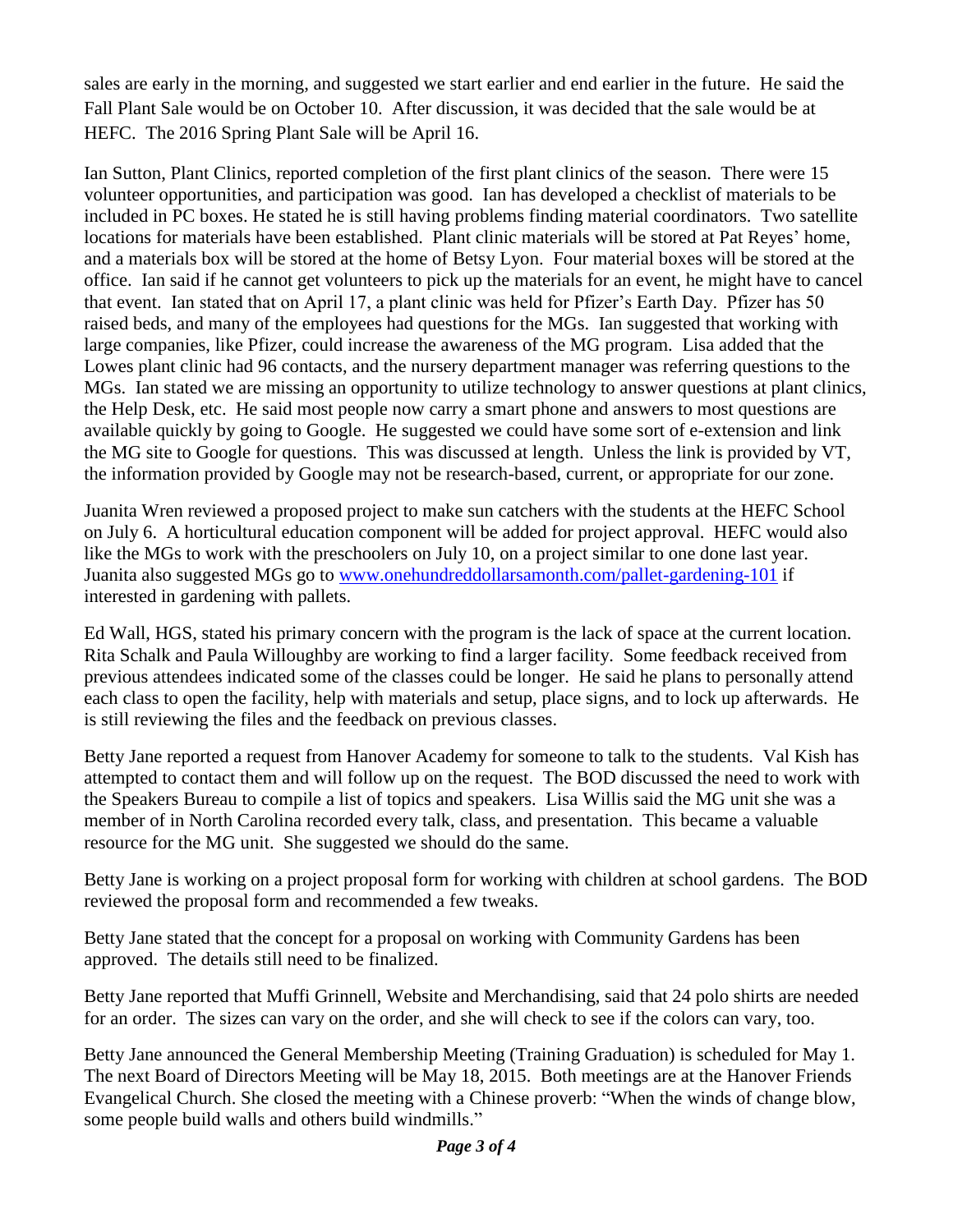sales are early in the morning, and suggested we start earlier and end earlier in the future. He said the Fall Plant Sale would be on October 10. After discussion, it was decided that the sale would be at HEFC. The 2016 Spring Plant Sale will be April 16.

Ian Sutton, Plant Clinics, reported completion of the first plant clinics of the season. There were 15 volunteer opportunities, and participation was good. Ian has developed a checklist of materials to be included in PC boxes. He stated he is still having problems finding material coordinators. Two satellite locations for materials have been established. Plant clinic materials will be stored at Pat Reyes' home, and a materials box will be stored at the home of Betsy Lyon. Four material boxes will be stored at the office. Ian said if he cannot get volunteers to pick up the materials for an event, he might have to cancel that event. Ian stated that on April 17, a plant clinic was held for Pfizer's Earth Day. Pfizer has 50 raised beds, and many of the employees had questions for the MGs. Ian suggested that working with large companies, like Pfizer, could increase the awareness of the MG program. Lisa added that the Lowes plant clinic had 96 contacts, and the nursery department manager was referring questions to the MGs. Ian stated we are missing an opportunity to utilize technology to answer questions at plant clinics, the Help Desk, etc. He said most people now carry a smart phone and answers to most questions are available quickly by going to Google. He suggested we could have some sort of e-extension and link the MG site to Google for questions. This was discussed at length. Unless the link is provided by VT, the information provided by Google may not be research-based, current, or appropriate for our zone.

Juanita Wren reviewed a proposed project to make sun catchers with the students at the HEFC School on July 6. A horticultural education component will be added for project approval. HEFC would also like the MGs to work with the preschoolers on July 10, on a project similar to one done last year. Juanita also suggested MGs go to [www.onehundreddollarsamonth.com/pallet-gardening-101](www.onehundreddollarsamonth.com/pallet-gardening-101) if interested in gardening with pallets.

Ed Wall, HGS, stated his primary concern with the program is the lack of space at the current location. Rita Schalk and Paula Willoughby are working to find a larger facility. Some feedback received from previous attendees indicated some of the classes could be longer. He said he plans to personally attend each class to open the facility, help with materials and setup, place signs, and to lock up afterwards. He is still reviewing the files and the feedback on previous classes.

Betty Jane reported a request from Hanover Academy for someone to talk to the students. Val Kish has attempted to contact them and will follow up on the request. The BOD discussed the need to work with the Speakers Bureau to compile a list of topics and speakers. Lisa Willis said the MG unit she was a member of in North Carolina recorded every talk, class, and presentation. This became a valuable resource for the MG unit. She suggested we should do the same.

Betty Jane is working on a project proposal form for working with children at school gardens. The BOD reviewed the proposal form and recommended a few tweaks.

Betty Jane stated that the concept for a proposal on working with Community Gardens has been approved. The details still need to be finalized.

Betty Jane reported that Muffi Grinnell, Website and Merchandising, said that 24 polo shirts are needed for an order. The sizes can vary on the order, and she will check to see if the colors can vary, too.

Betty Jane announced the General Membership Meeting (Training Graduation) is scheduled for May 1. The next Board of Directors Meeting will be May 18, 2015. Both meetings are at the Hanover Friends Evangelical Church. She closed the meeting with a Chinese proverb: "When the winds of change blow, some people build walls and others build windmills."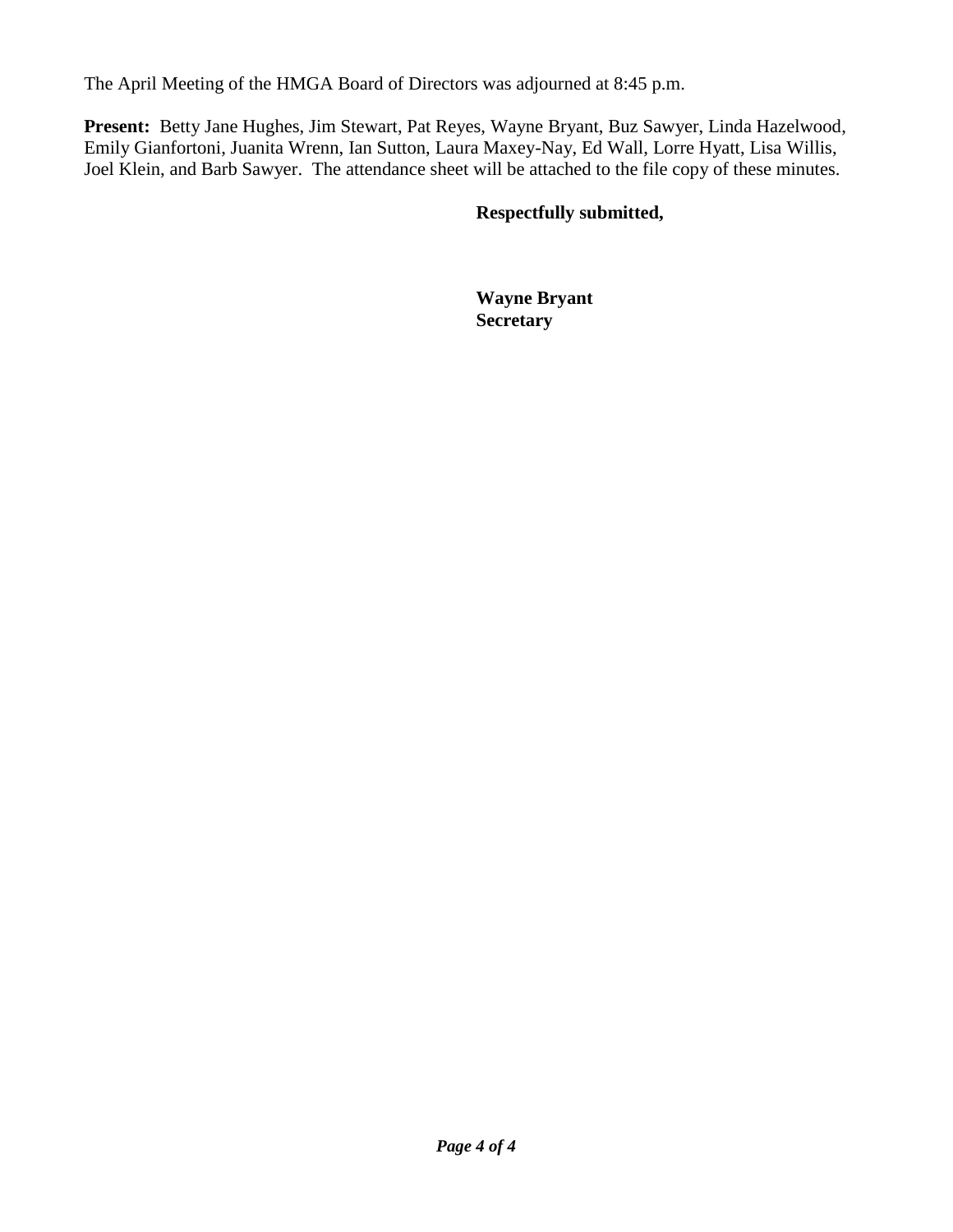The April Meeting of the HMGA Board of Directors was adjourned at 8:45 p.m.

**Present:** Betty Jane Hughes, Jim Stewart, Pat Reyes, Wayne Bryant, Buz Sawyer, Linda Hazelwood, Emily Gianfortoni, Juanita Wrenn, Ian Sutton, Laura Maxey-Nay, Ed Wall, Lorre Hyatt, Lisa Willis, Joel Klein, and Barb Sawyer. The attendance sheet will be attached to the file copy of these minutes.

**Respectfully submitted,**

**Wayne Bryant**
**Secretary**